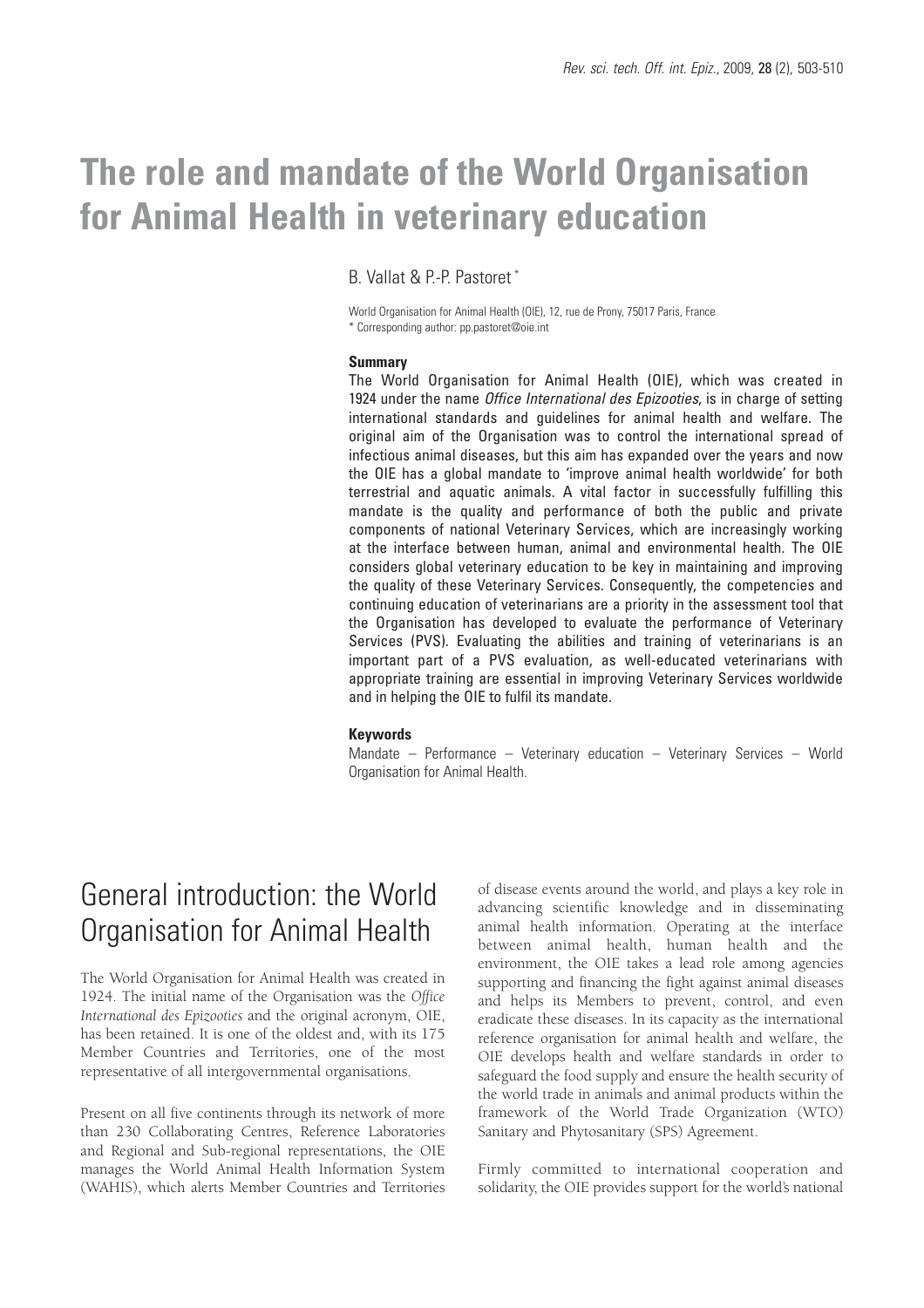# The role and mandate of the World Organisation for Animal Health in veterinary education

B. Vallat & P.-P. Pastoret *

World Organisation for Animal Health (OIE), 12, rue de Prony, 75017 Paris, France
* Corresponding author: pp.pastoret@oie.int

### Summary

The World Organisation for Animal Health (OIE), which was created in 1924 under the name *Office International des Epizooties*, is in charge of setting international standards and guidelines for animal health and welfare. The original aim of the Organisation was to control the international spread of infectious animal diseases, but this aim has expanded over the years and now the OIE has a global mandate to 'improve animal health worldwide' for both terrestrial and aquatic animals. A vital factor in successfully fulfilling this mandate is the quality and performance of both the public and private components of national Veterinary Services, which are increasingly working at the interface between human, animal and environmental health. The OIE considers global veterinary education to be key in maintaining and improving the quality of these Veterinary Services. Consequently, the competencies and continuing education of veterinarians are a priority in the assessment tool that the Organisation has developed to evaluate the performance of Veterinary Services (PVS). Evaluating the abilities and training of veterinarians is an important part of a PVS evaluation, as well-educated veterinarians with appropriate training are essential in improving Veterinary Services worldwide and in helping the OIE to fulfil its mandate.

### Keywords

Mandate – Performance – Veterinary education – Veterinary Services – World Organisation for Animal Health.

## General introduction: the World Organisation for Animal Health

The World Organisation for Animal Health was created in 1924. The initial name of the Organisation was the *Office International des Epizooties* and the original acronym, OIE, has been retained. It is one of the oldest and, with its 175 Member Countries and Territories, one of the most representative of all intergovernmental organisations.

Present on all five continents through its network of more than 230 Collaborating Centres, Reference Laboratories and Regional and Sub-regional representations, the OIE manages the World Animal Health Information System (WAHIS), which alerts Member Countries and Territories of disease events around the world, and plays a key role in advancing scientific knowledge and in disseminating animal health information. Operating at the interface between animal health, human health and the environment, the OIE takes a lead role among agencies supporting and financing the fight against animal diseases and helps its Members to prevent, control, and even eradicate these diseases. In its capacity as the international reference organisation for animal health and welfare, the OIE develops health and welfare standards in order to safeguard the food supply and ensure the health security of the world trade in animals and animal products within the framework of the World Trade Organization (WTO) Sanitary and Phytosanitary (SPS) Agreement.

Firmly committed to international cooperation and solidarity, the OIE provides support for the world's national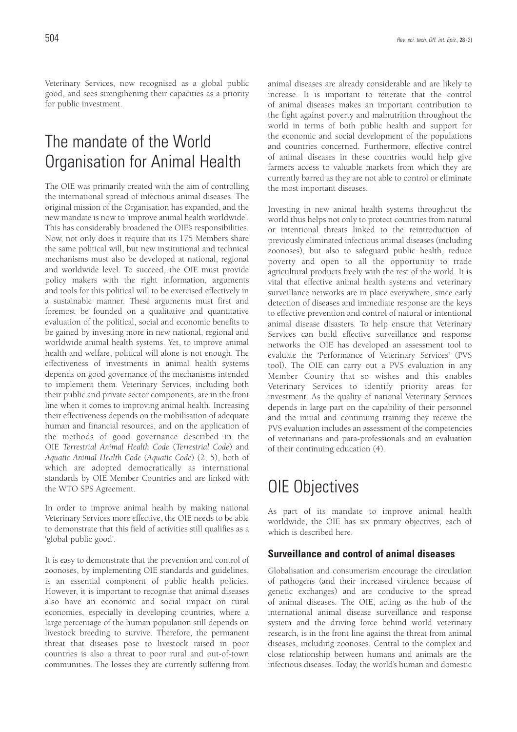Veterinary Services, now recognised as a global public good, and sees strengthening their capacities as a priority for public investment.

# The mandate of the World Organisation for Animal Health

The OIE was primarily created with the aim of controlling the international spread of infectious animal diseases. The original mission of the Organisation has expanded, and the new mandate is now to 'improve animal health worldwide'. This has considerably broadened the OIE's responsibilities. Now, not only does it require that its 175 Members share the same political will, but new institutional and technical mechanisms must also be developed at national, regional and worldwide level. To succeed, the OIE must provide policy makers with the right information, arguments and tools for this political will to be exercised effectively in a sustainable manner. These arguments must first and foremost be founded on a qualitative and quantitative evaluation of the political, social and economic benefits to be gained by investing more in new national, regional and worldwide animal health systems. Yet, to improve animal health and welfare, political will alone is not enough. The effectiveness of investments in animal health systems depends on good governance of the mechanisms intended to implement them. Veterinary Services, including both their public and private sector components, are in the front line when it comes to improving animal health. Increasing their effectiveness depends on the mobilisation of adequate human and financial resources, and on the application of the methods of good governance described in the OIE *Terrestrial Animal Health Code* (*Terrestrial Code*) and *Aquatic Animal Health Code* (*Aquatic Code*) (2, 5), both of which are adopted democratically as international standards by OIE Member Countries and are linked with the WTO SPS Agreement.

In order to improve animal health by making national Veterinary Services more effective, the OIE needs to be able to demonstrate that this field of activities still qualifies as a 'global public good'.

It is easy to demonstrate that the prevention and control of zoonoses, by implementing OIE standards and guidelines, is an essential component of public health policies. However, it is important to recognise that animal diseases also have an economic and social impact on rural economies, especially in developing countries, where a large percentage of the human population still depends on livestock breeding to survive. Therefore, the permanent threat that diseases pose to livestock raised in poor countries is also a threat to poor rural and out-of-town communities. The losses they are currently suffering from animal diseases are already considerable and are likely to increase. It is important to reiterate that the control of animal diseases makes an important contribution to the fight against poverty and malnutrition throughout the world in terms of both public health and support for the economic and social development of the populations and countries concerned. Furthermore, effective control of animal diseases in these countries would help give farmers access to valuable markets from which they are currently barred as they are not able to control or eliminate the most important diseases.

Investing in new animal health systems throughout the world thus helps not only to protect countries from natural or intentional threats linked to the reintroduction of previously eliminated infectious animal diseases (including zoonoses), but also to safeguard public health, reduce poverty and open to all the opportunity to trade agricultural products freely with the rest of the world. It is vital that effective animal health systems and veterinary surveillance networks are in place everywhere, since early detection of diseases and immediate response are the keys to effective prevention and control of natural or intentional animal disease disasters. To help ensure that Veterinary Services can build effective surveillance and response networks the OIE has developed an assessment tool to evaluate the 'Performance of Veterinary Services' (PVS tool). The OIE can carry out a PVS evaluation in any Member Country that so wishes and this enables Veterinary Services to identify priority areas for investment. As the quality of national Veterinary Services depends in large part on the capability of their personnel and the initial and continuing training they receive the PVS evaluation includes an assessment of the competencies of veterinarians and para-professionals and an evaluation of their continuing education (4).

# OIE Objectives

As part of its mandate to improve animal health worldwide, the OIE has six primary objectives, each of which is described here.

### Surveillance and control of animal diseases

Globalisation and consumerism encourage the circulation of pathogens (and their increased virulence because of genetic exchanges) and are conducive to the spread of animal diseases. The OIE, acting as the hub of the international animal disease surveillance and response system and the driving force behind world veterinary research, is in the front line against the threat from animal diseases, including zoonoses. Central to the complex and close relationship between humans and animals are the infectious diseases. Today, the world's human and domestic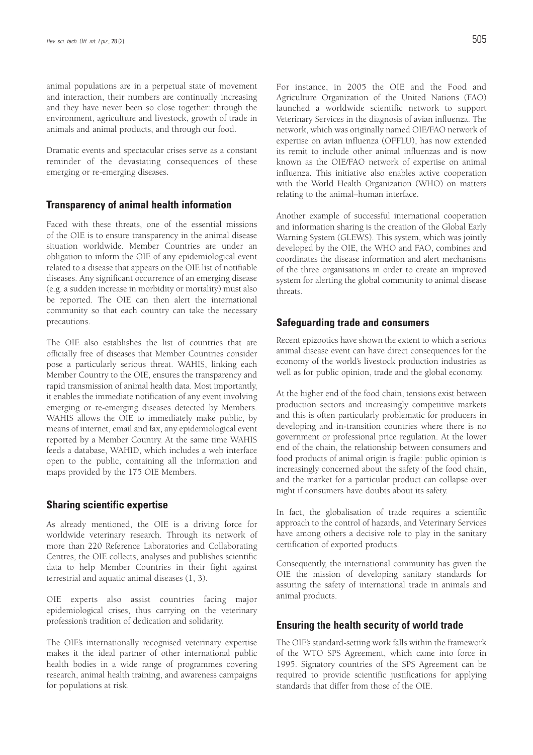animal populations are in a perpetual state of movement and interaction, their numbers are continually increasing and they have never been so close together: through the environment, agriculture and livestock, growth of trade in animals and animal products, and through our food.

Dramatic events and spectacular crises serve as a constant reminder of the devastating consequences of these emerging or re-emerging diseases.

## Transparency of animal health information

Faced with these threats, one of the essential missions of the OIE is to ensure transparency in the animal disease situation worldwide. Member Countries are under an obligation to inform the OIE of any epidemiological event related to a disease that appears on the OIE list of notifiable diseases. Any significant occurrence of an emerging disease (e.g. a sudden increase in morbidity or mortality) must also be reported. The OIE can then alert the international community so that each country can take the necessary precautions.

The OIE also establishes the list of countries that are officially free of diseases that Member Countries consider pose a particularly serious threat. WAHIS, linking each Member Country to the OIE, ensures the transparency and rapid transmission of animal health data. Most importantly, it enables the immediate notification of any event involving emerging or re-emerging diseases detected by Members. WAHIS allows the OIE to immediately make public, by means of internet, email and fax, any epidemiological event reported by a Member Country. At the same time WAHIS feeds a database, WAHID, which includes a web interface open to the public, containing all the information and maps provided by the 175 OIE Members.

## Sharing scientific expertise

As already mentioned, the OIE is a driving force for worldwide veterinary research. Through its network of more than 220 Reference Laboratories and Collaborating Centres, the OIE collects, analyses and publishes scientific data to help Member Countries in their fight against terrestrial and aquatic animal diseases (1, 3).

OIE experts also assist countries facing major epidemiological crises, thus carrying on the veterinary profession's tradition of dedication and solidarity.

The OIE's internationally recognised veterinary expertise makes it the ideal partner of other international public health bodies in a wide range of programmes covering research, animal health training, and awareness campaigns for populations at risk.

For instance, in 2005 the OIE and the Food and Agriculture Organization of the United Nations (FAO) launched a worldwide scientific network to support Veterinary Services in the diagnosis of avian influenza. The network, which was originally named OIE/FAO network of expertise on avian influenza (OFFLU), has now extended its remit to include other animal influenzas and is now known as the OIE/FAO network of expertise on animal influenza. This initiative also enables active cooperation with the World Health Organization (WHO) on matters relating to the animal–human interface.

Another example of successful international cooperation and information sharing is the creation of the Global Early Warning System (GLEWS). This system, which was jointly developed by the OIE, the WHO and FAO, combines and coordinates the disease information and alert mechanisms of the three organisations in order to create an improved system for alerting the global community to animal disease threats.

## Safeguarding trade and consumers

Recent epizootics have shown the extent to which a serious animal disease event can have direct consequences for the economy of the world's livestock production industries as well as for public opinion, trade and the global economy.

At the higher end of the food chain, tensions exist between production sectors and increasingly competitive markets and this is often particularly problematic for producers in developing and in-transition countries where there is no government or professional price regulation. At the lower end of the chain, the relationship between consumers and food products of animal origin is fragile: public opinion is increasingly concerned about the safety of the food chain, and the market for a particular product can collapse over night if consumers have doubts about its safety.

In fact, the globalisation of trade requires a scientific approach to the control of hazards, and Veterinary Services have among others a decisive role to play in the sanitary certification of exported products.

Consequently, the international community has given the OIE the mission of developing sanitary standards for assuring the safety of international trade in animals and animal products.

## Ensuring the health security of world trade

The OIE's standard-setting work falls within the framework of the WTO SPS Agreement, which came into force in 1995. Signatory countries of the SPS Agreement can be required to provide scientific justifications for applying standards that differ from those of the OIE.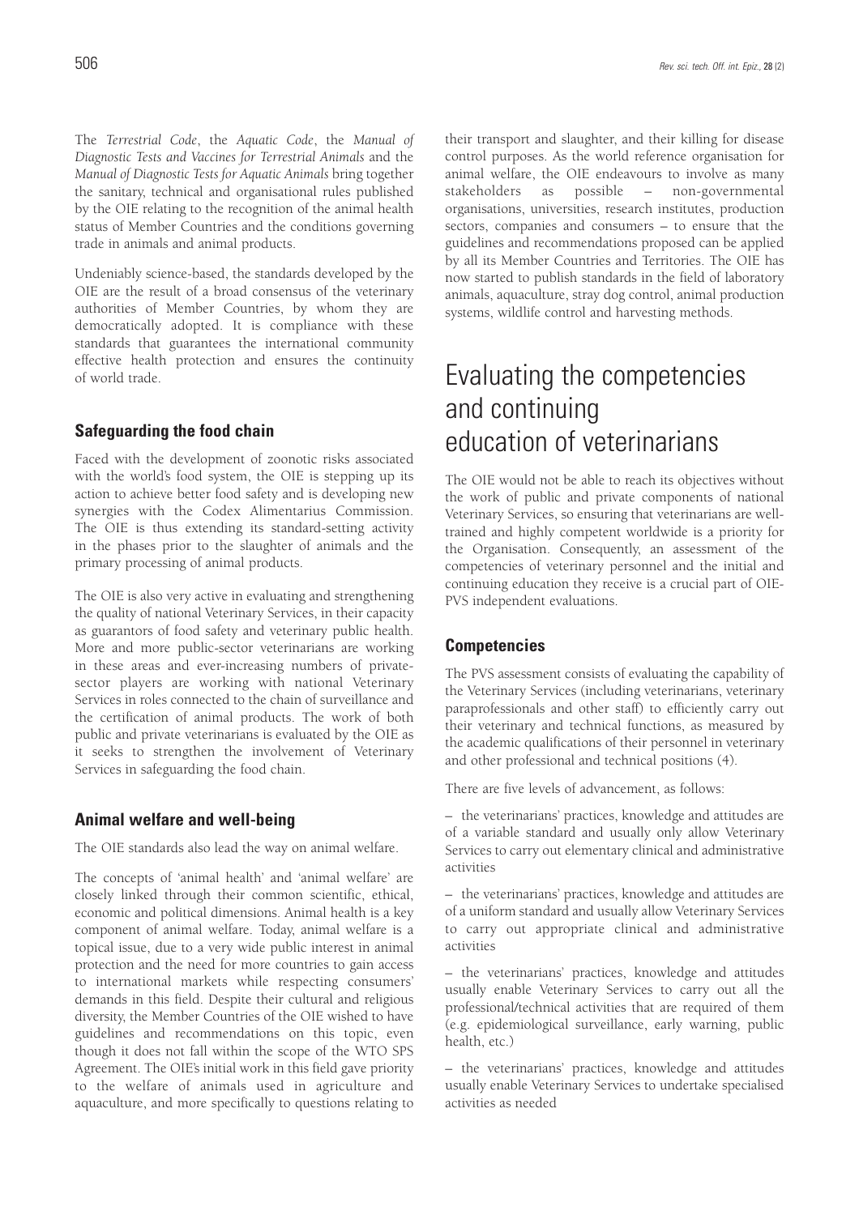The *Terrestrial Code*, the *Aquatic Code*, the *Manual of Diagnostic Tests and Vaccines for Terrestrial Animals* and the *Manual of Diagnostic Tests for Aquatic Animals* bring together the sanitary, technical and organisational rules published by the OIE relating to the recognition of the animal health status of Member Countries and the conditions governing trade in animals and animal products.

Undeniably science-based, the standards developed by the OIE are the result of a broad consensus of the veterinary authorities of Member Countries, by whom they are democratically adopted. It is compliance with these standards that guarantees the international community effective health protection and ensures the continuity of world trade.

### Safeguarding the food chain

Faced with the development of zoonotic risks associated with the world's food system, the OIE is stepping up its action to achieve better food safety and is developing new synergies with the Codex Alimentarius Commission. The OIE is thus extending its standard-setting activity in the phases prior to the slaughter of animals and the primary processing of animal products.

The OIE is also very active in evaluating and strengthening the quality of national Veterinary Services, in their capacity as guarantors of food safety and veterinary public health. More and more public-sector veterinarians are working in these areas and ever-increasing numbers of private-sector players are working with national Veterinary Services in roles connected to the chain of surveillance and the certification of animal products. The work of both public and private veterinarians is evaluated by the OIE as it seeks to strengthen the involvement of Veterinary Services in safeguarding the food chain.

### Animal welfare and well-being

The OIE standards also lead the way on animal welfare.

The concepts of 'animal health' and 'animal welfare' are closely linked through their common scientific, ethical, economic and political dimensions. Animal health is a key component of animal welfare. Today, animal welfare is a topical issue, due to a very wide public interest in animal protection and the need for more countries to gain access to international markets while respecting consumers' demands in this field. Despite their cultural and religious diversity, the Member Countries of the OIE wished to have guidelines and recommendations on this topic, even though it does not fall within the scope of the WTO SPS Agreement. The OIE's initial work in this field gave priority to the welfare of animals used in agriculture and aquaculture, and more specifically to questions relating to their transport and slaughter, and their killing for disease control purposes. As the world reference organisation for animal welfare, the OIE endeavours to involve as many stakeholders as possible – non-governmental organisations, universities, research institutes, production sectors, companies and consumers – to ensure that the guidelines and recommendations proposed can be applied by all its Member Countries and Territories. The OIE has now started to publish standards in the field of laboratory animals, aquaculture, stray dog control, animal production systems, wildlife control and harvesting methods.

## Evaluating the competencies and continuing education of veterinarians

The OIE would not be able to reach its objectives without the work of public and private components of national Veterinary Services, so ensuring that veterinarians are well-trained and highly competent worldwide is a priority for the Organisation. Consequently, an assessment of the competencies of veterinary personnel and the initial and continuing education they receive is a crucial part of OIE-PVS independent evaluations.

### Competencies

The PVS assessment consists of evaluating the capability of the Veterinary Services (including veterinarians, veterinary paraprofessionals and other staff) to efficiently carry out their veterinary and technical functions, as measured by the academic qualifications of their personnel in veterinary and other professional and technical positions (4).

There are five levels of advancement, as follows:

– the veterinarians' practices, knowledge and attitudes are of a variable standard and usually only allow Veterinary Services to carry out elementary clinical and administrative activities

– the veterinarians' practices, knowledge and attitudes are of a uniform standard and usually allow Veterinary Services to carry out appropriate clinical and administrative activities

– the veterinarians' practices, knowledge and attitudes usually enable Veterinary Services to carry out all the professional/technical activities that are required of them (e.g. epidemiological surveillance, early warning, public health, etc.)

– the veterinarians' practices, knowledge and attitudes usually enable Veterinary Services to undertake specialised activities as needed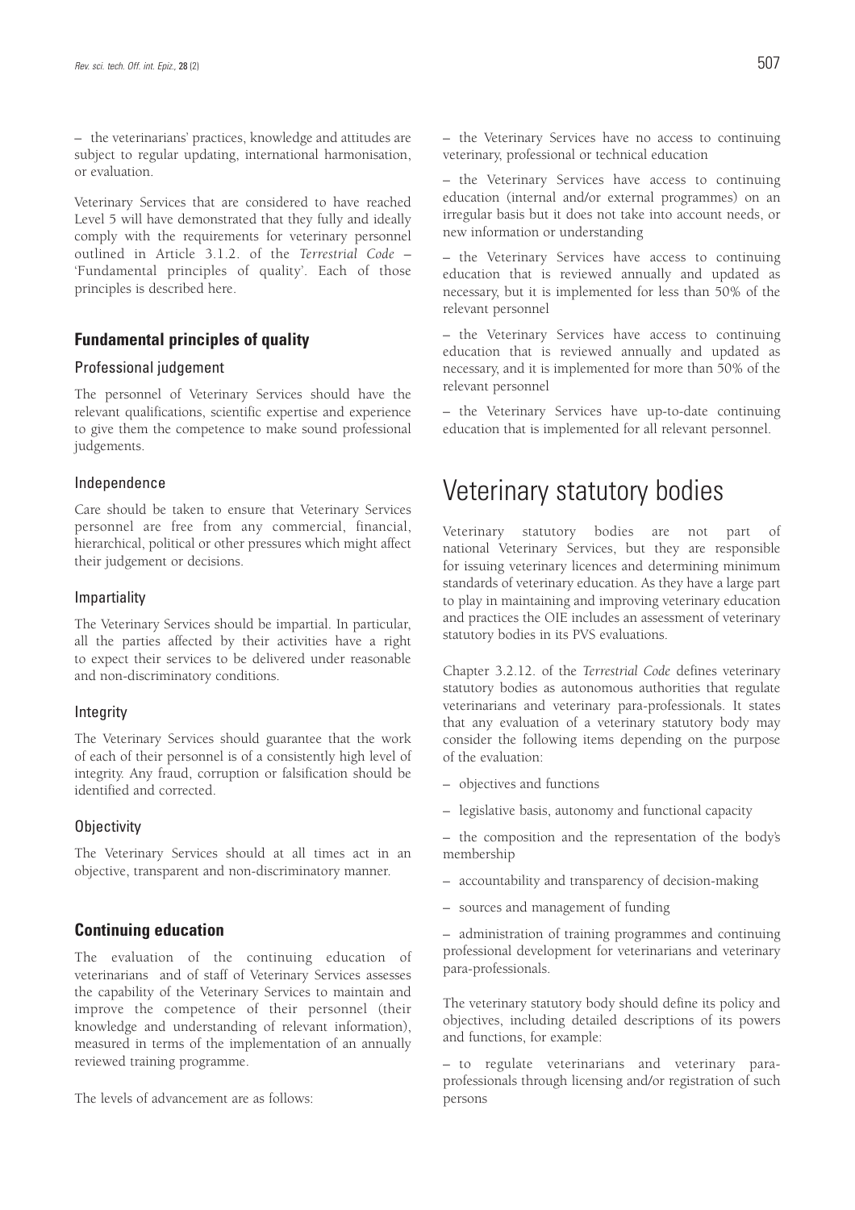– the veterinarians' practices, knowledge and attitudes are subject to regular updating, international harmonisation, or evaluation.

Veterinary Services that are considered to have reached Level 5 will have demonstrated that they fully and ideally comply with the requirements for veterinary personnel outlined in Article 3.1.2. of the *Terrestrial Code* – 'Fundamental principles of quality'. Each of those principles is described here.

### Fundamental principles of quality

#### Professional judgement

The personnel of Veterinary Services should have the relevant qualifications, scientific expertise and experience to give them the competence to make sound professional judgements.

#### Independence

Care should be taken to ensure that Veterinary Services personnel are free from any commercial, financial, hierarchical, political or other pressures which might affect their judgement or decisions.

#### Impartiality

The Veterinary Services should be impartial. In particular, all the parties affected by their activities have a right to expect their services to be delivered under reasonable and non-discriminatory conditions.

#### Integrity

The Veterinary Services should guarantee that the work of each of their personnel is of a consistently high level of integrity. Any fraud, corruption or falsification should be identified and corrected.

#### Objectivity

The Veterinary Services should at all times act in an objective, transparent and non-discriminatory manner.

### Continuing education

The evaluation of the continuing education of veterinarians and of staff of Veterinary Services assesses the capability of the Veterinary Services to maintain and improve the competence of their personnel (their knowledge and understanding of relevant information), measured in terms of the implementation of an annually reviewed training programme.

The levels of advancement are as follows:

– the Veterinary Services have no access to continuing veterinary, professional or technical education

– the Veterinary Services have access to continuing education (internal and/or external programmes) on an irregular basis but it does not take into account needs, or new information or understanding

– the Veterinary Services have access to continuing education that is reviewed annually and updated as necessary, but it is implemented for less than 50% of the relevant personnel

– the Veterinary Services have access to continuing education that is reviewed annually and updated as necessary, and it is implemented for more than 50% of the relevant personnel

– the Veterinary Services have up-to-date continuing education that is implemented for all relevant personnel.

## Veterinary statutory bodies

Veterinary statutory bodies are not part of national Veterinary Services, but they are responsible for issuing veterinary licences and determining minimum standards of veterinary education. As they have a large part to play in maintaining and improving veterinary education and practices the OIE includes an assessment of veterinary statutory bodies in its PVS evaluations.

Chapter 3.2.12. of the *Terrestrial Code* defines veterinary statutory bodies as autonomous authorities that regulate veterinarians and veterinary para-professionals. It states that any evaluation of a veterinary statutory body may consider the following items depending on the purpose of the evaluation:

– objectives and functions

– legislative basis, autonomy and functional capacity

– the composition and the representation of the body's membership

– accountability and transparency of decision-making

– sources and management of funding

– administration of training programmes and continuing professional development for veterinarians and veterinary para-professionals.

The veterinary statutory body should define its policy and objectives, including detailed descriptions of its powers and functions, for example:

– to regulate veterinarians and veterinary para-professionals through licensing and/or registration of such persons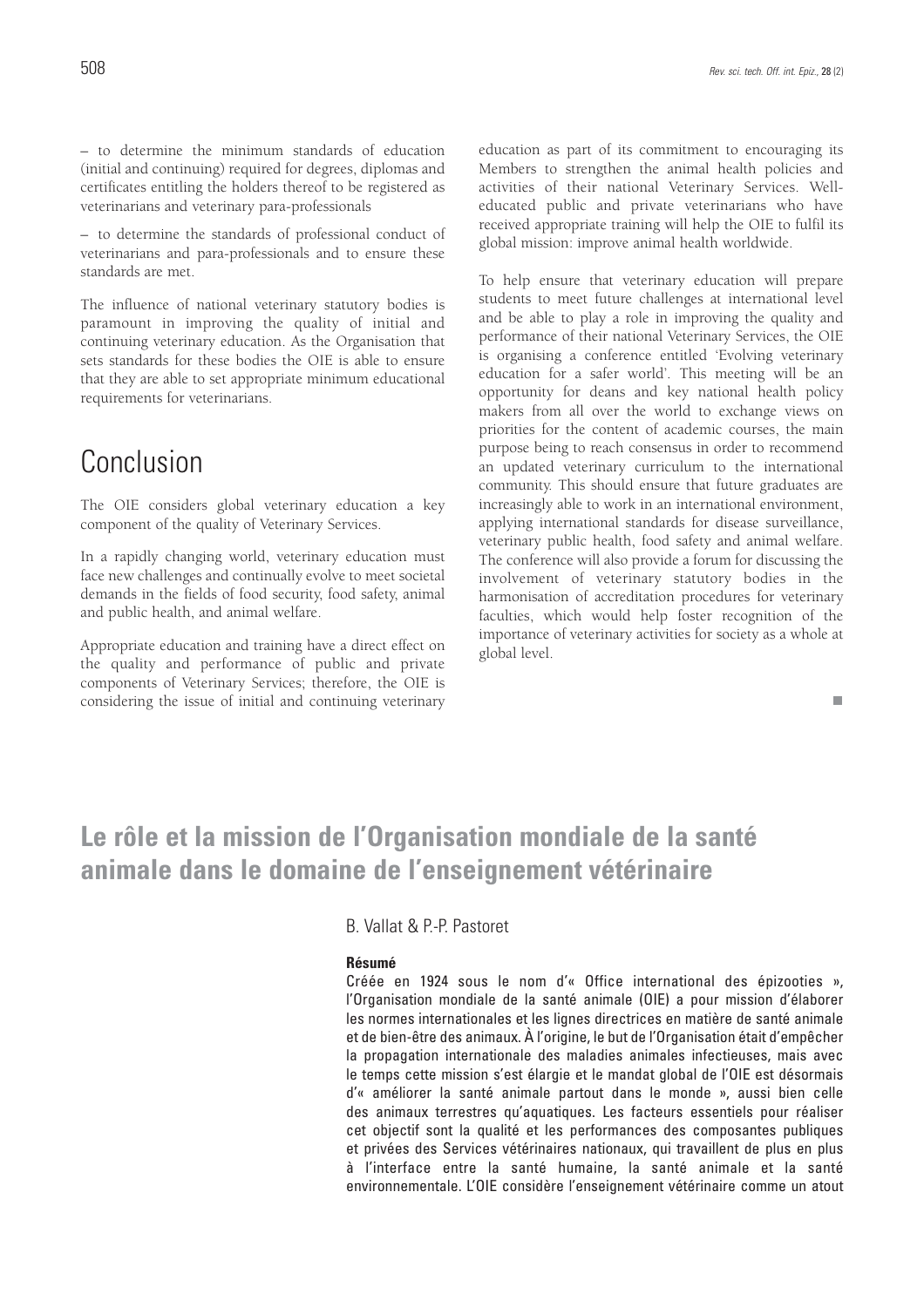– to determine the minimum standards of education (initial and continuing) required for degrees, diplomas and certificates entitling the holders thereof to be registered as veterinarians and veterinary para-professionals

– to determine the standards of professional conduct of veterinarians and para-professionals and to ensure these standards are met.

The influence of national veterinary statutory bodies is paramount in improving the quality of initial and continuing veterinary education. As the Organisation that sets standards for these bodies the OIE is able to ensure that they are able to set appropriate minimum educational requirements for veterinarians.

## Conclusion

The OIE considers global veterinary education a key component of the quality of Veterinary Services.

In a rapidly changing world, veterinary education must face new challenges and continually evolve to meet societal demands in the fields of food security, food safety, animal and public health, and animal welfare.

Appropriate education and training have a direct effect on the quality and performance of public and private components of Veterinary Services; therefore, the OIE is considering the issue of initial and continuing veterinary education as part of its commitment to encouraging its Members to strengthen the animal health policies and activities of their national Veterinary Services. Well-educated public and private veterinarians who have received appropriate training will help the OIE to fulfil its global mission: improve animal health worldwide.

To help ensure that veterinary education will prepare students to meet future challenges at international level and be able to play a role in improving the quality and performance of their national Veterinary Services, the OIE is organising a conference entitled 'Evolving veterinary education for a safer world'. This meeting will be an opportunity for deans and key national health policy makers from all over the world to exchange views on priorities for the content of academic courses, the main purpose being to reach consensus in order to recommend an updated veterinary curriculum to the international community. This should ensure that future graduates are increasingly able to work in an international environment, applying international standards for disease surveillance, veterinary public health, food safety and animal welfare. The conference will also provide a forum for discussing the involvement of veterinary statutory bodies in the harmonisation of accreditation procedures for veterinary faculties, which would help foster recognition of the importance of veterinary activities for society as a whole at global level.

# Le rôle et la mission de l'Organisation mondiale de la santé animale dans le domaine de l'enseignement vétérinaire

B. Vallat & P.-P. Pastoret

### Résumé

Créée en 1924 sous le nom d'« Office international des épizooties », l'Organisation mondiale de la santé animale (OIE) a pour mission d'élaborer les normes internationales et les lignes directrices en matière de santé animale et de bien-être des animaux. À l'origine, le but de l'Organisation était d'empêcher la propagation internationale des maladies animales infectieuses, mais avec le temps cette mission s'est élargie et le mandat global de l'OIE est désormais d'« améliorer la santé animale partout dans le monde », aussi bien celle des animaux terrestres qu'aquatiques. Les facteurs essentiels pour réaliser cet objectif sont la qualité et les performances des composantes publiques et privées des Services vétérinaires nationaux, qui travaillent de plus en plus à l'interface entre la santé humaine, la santé animale et la santé environnementale. L'OIE considère l'enseignement vétérinaire comme un atout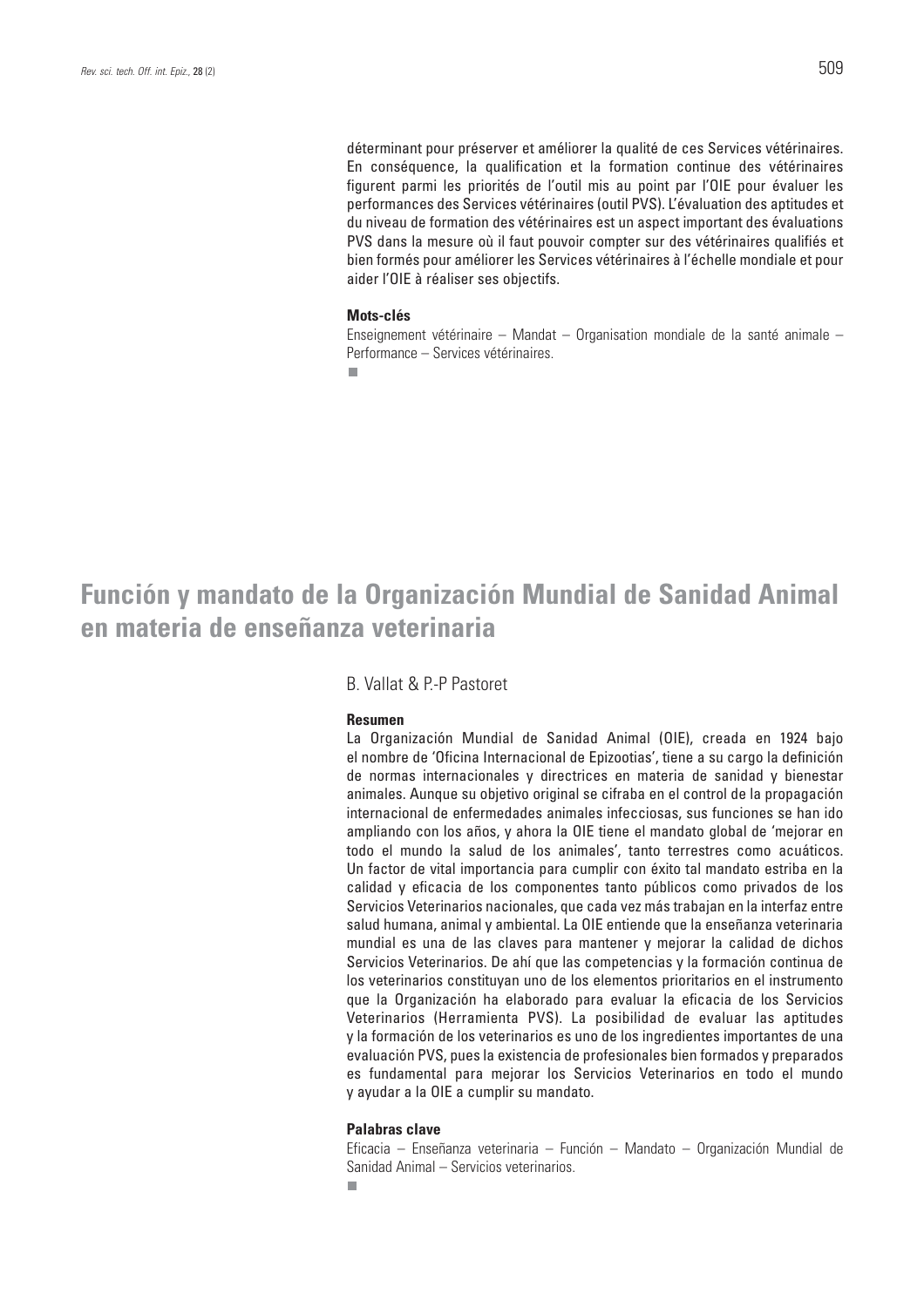déterminant pour préserver et améliorer la qualité de ces Services vétérinaires. En conséquence, la qualification et la formation continue des vétérinaires figurent parmi les priorités de l'outil mis au point par l'OIE pour évaluer les performances des Services vétérinaires (outil PVS). L'évaluation des aptitudes et du niveau de formation des vétérinaires est un aspect important des évaluations PVS dans la mesure où il faut pouvoir compter sur des vétérinaires qualifiés et bien formés pour améliorer les Services vétérinaires à l'échelle mondiale et pour aider l'OIE à réaliser ses objectifs.

**Mots-clés**

Enseignement vétérinaire – Mandat – Organisation mondiale de la santé animale – Performance – Services vétérinaires.

# Función y mandato de la Organización Mundial de Sanidad Animal en materia de enseñanza veterinaria

B. Vallat & P.-P Pastoret

**Resumen**

La Organización Mundial de Sanidad Animal (OIE), creada en 1924 bajo el nombre de 'Oficina Internacional de Epizootias', tiene a su cargo la definición de normas internacionales y directrices en materia de sanidad y bienestar animales. Aunque su objetivo original se cifraba en el control de la propagación internacional de enfermedades animales infecciosas, sus funciones se han ido ampliando con los años, y ahora la OIE tiene el mandato global de 'mejorar en todo el mundo la salud de los animales', tanto terrestres como acuáticos. Un factor de vital importancia para cumplir con éxito tal mandato estriba en la calidad y eficacia de los componentes tanto públicos como privados de los Servicios Veterinarios nacionales, que cada vez más trabajan en la interfaz entre salud humana, animal y ambiental. La OIE entiende que la enseñanza veterinaria mundial es una de las claves para mantener y mejorar la calidad de dichos Servicios Veterinarios. De ahí que las competencias y la formación continua de los veterinarios constituyan uno de los elementos prioritarios en el instrumento que la Organización ha elaborado para evaluar la eficacia de los Servicios Veterinarios (Herramienta PVS). La posibilidad de evaluar las aptitudes y la formación de los veterinarios es uno de los ingredientes importantes de una evaluación PVS, pues la existencia de profesionales bien formados y preparados es fundamental para mejorar los Servicios Veterinarios en todo el mundo y ayudar a la OIE a cumplir su mandato.

**Palabras clave**

Eficacia – Enseñanza veterinaria – Función – Mandato – Organización Mundial de Sanidad Animal – Servicios veterinarios.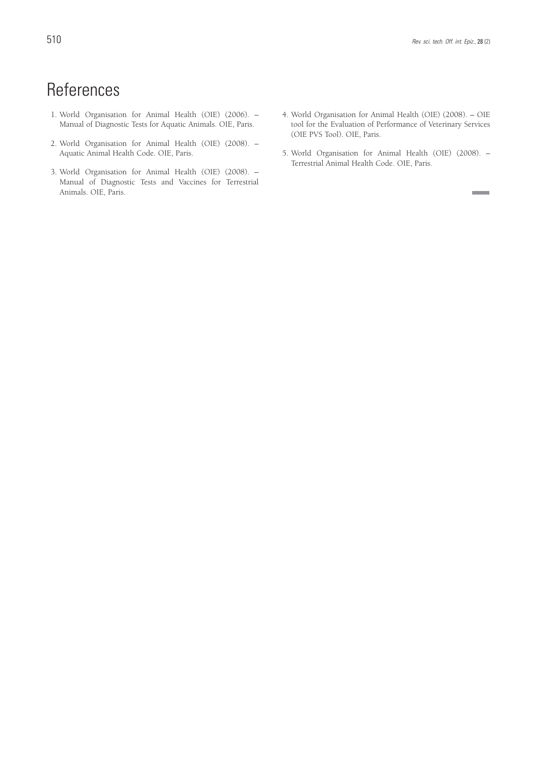# References

1. World Organisation for Animal Health (OIE) (2006). – Manual of Diagnostic Tests for Aquatic Animals. OIE, Paris.

2. World Organisation for Animal Health (OIE) (2008). – Aquatic Animal Health Code. OIE, Paris.

3. World Organisation for Animal Health (OIE) (2008). – Manual of Diagnostic Tests and Vaccines for Terrestrial Animals. OIE, Paris.

4. World Organisation for Animal Health (OIE) (2008). – OIE tool for the Evaluation of Performance of Veterinary Services (OIE PVS Tool). OIE, Paris.

5. World Organisation for Animal Health (OIE) (2008). – Terrestrial Animal Health Code. OIE, Paris.